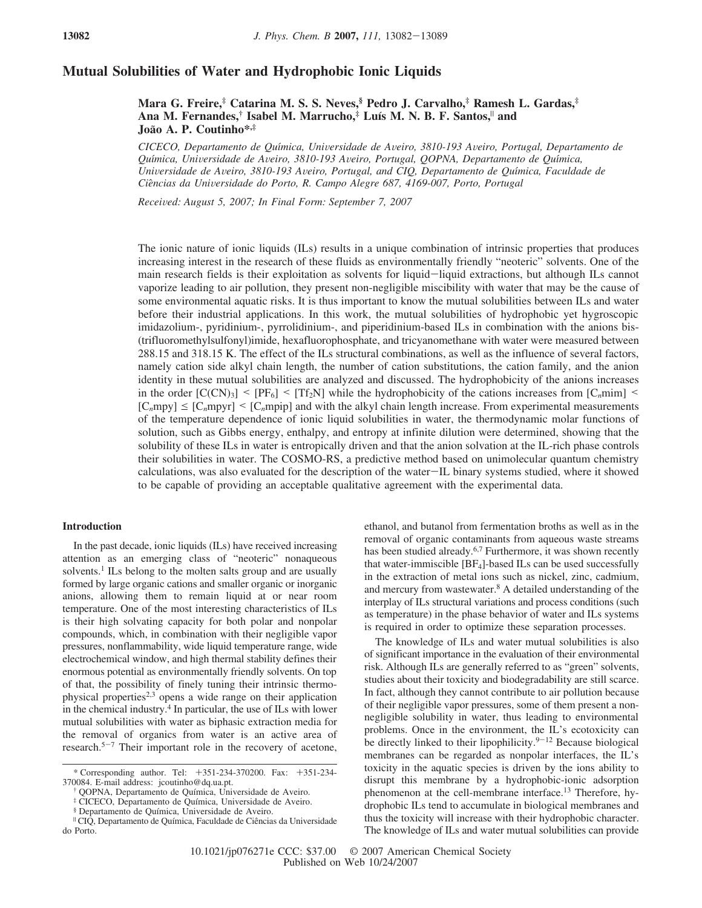# Mutual Solubilities of Water and Hydrophobic Ionic Liquids

**Mara G. Freire,[‡] Catarina M. S. S. Neves,[§] Pedro J. Carvalho,[‡] Ramesh L. Gardas,[‡] Ana M. Fernandes,[†] Isabel M. Marrucho,[‡] Luís M. N. B. F. Santos,[||] and João A. P. Coutinho*,[‡]**

*CICECO, Departamento de Química, Universidade de Aveiro, 3810-193 Aveiro, Portugal, Departamento de Química, Universidade de Aveiro, 3810-193 Aveiro, Portugal, QOPNA, Departamento de Química, Universidade de Aveiro, 3810-193 Aveiro, Portugal, and CIQ, Departamento de Química, Faculdade de Ciências da Universidade do Porto, R. Campo Alegre 687, 4169-007, Porto, Portugal*

*Received: August 5, 2007; In Final Form: September 7, 2007*

The ionic nature of ionic liquids (ILs) results in a unique combination of intrinsic properties that produces increasing interest in the research of these fluids as environmentally friendly "neoteric" solvents. One of the main research fields is their exploitation as solvents for liquid–liquid extractions, but although ILs cannot vaporize leading to air pollution, they present non-negligible miscibility with water that may be the cause of some environmental aquatic risks. It is thus important to know the mutual solubilities between ILs and water before their industrial applications. In this work, the mutual solubilities of hydrophobic yet hygroscopic imidazolium-, pyridinium-, pyrrolidinium-, and piperidinium-based ILs in combination with the anions bis(trifluoromethylsulfonyl)imide, hexafluorophosphate, and tricyanomethane with water were measured between 288.15 and 318.15 K. The effect of the ILs structural combinations, as well as the influence of several factors, namely cation side alkyl chain length, the number of cation substitutions, the cation family, and the anion identity in these mutual solubilities are analyzed and discussed. The hydrophobicity of the anions increases in the order $[C(CN)_3] < [PF_6] < [Tf_2N]$ while the hydrophobicity of the cations increases from $[C_n\text{mim}] < [C_n\text{mpy}] \leq [C_n\text{mpyr}] < [C_n\text{mpip}]$ and with the alkyl chain length increase. From experimental measurements of the temperature dependence of ionic liquid solubilities in water, the thermodynamic molar functions of solution, such as Gibbs energy, enthalpy, and entropy at infinite dilution were determined, showing that the solubility of these ILs in water is entropically driven and that the anion solvation at the IL-rich phase controls their solubilities in water. The COSMO-RS, a predictive method based on unimolecular quantum chemistry calculations, was also evaluated for the description of the water–IL binary systems studied, where it showed to be capable of providing an acceptable qualitative agreement with the experimental data.

## Introduction

In the past decade, ionic liquids (ILs) have received increasing attention as an emerging class of "neoteric" nonaqueous solvents.[1] ILs belong to the molten salts group and are usually formed by large organic cations and smaller organic or inorganic anions, allowing them to remain liquid at or near room temperature. One of the most interesting characteristics of ILs is their high solvating capacity for both polar and nonpolar compounds, which, in combination with their negligible vapor pressures, nonflammability, wide liquid temperature range, wide electrochemical window, and high thermal stability defines their enormous potential as environmentally friendly solvents. On top of that, the possibility of finely tuning their intrinsic thermophysical properties[2,3] opens a wide range on their application in the chemical industry.[4] In particular, the use of ILs with lower mutual solubilities with water as biphasic extraction media for the removal of organics from water is an active area of research.[5–7] Their important role in the recovery of acetone, ethanol, and butanol from fermentation broths as well as in the removal of organic contaminants from aqueous waste streams has been studied already.[6,7] Furthermore, it was shown recently that water-immiscible $[BF_4]$-based ILs can be used successfully in the extraction of metal ions such as nickel, zinc, cadmium, and mercury from wastewater.[8] A detailed understanding of the interplay of ILs structural variations and process conditions (such as temperature) in the phase behavior of water and ILs systems is required in order to optimize these separation processes.

The knowledge of ILs and water mutual solubilities is also of significant importance in the evaluation of their environmental risk. Although ILs are generally referred to as "green" solvents, studies about their toxicity and biodegradability are still scarce. In fact, although they cannot contribute to air pollution because of their negligible vapor pressures, some of them present a non-negligible solubility in water, thus leading to environmental problems. Once in the environment, the IL's ecotoxicity can be directly linked to their lipophilicity.[9–12] Because biological membranes can be regarded as nonpolar interfaces, the IL's toxicity in the aquatic species is driven by the ions ability to disrupt this membrane by a hydrophobic-ionic adsorption phenomenon at the cell-membrane interface.[13] Therefore, hydrophobic ILs tend to accumulate in biological membranes and thus the toxicity will increase with their hydrophobic character. The knowledge of ILs and water mutual solubilities can provide

\* Corresponding author. Tel: +351-234-370200. Fax: +351-234-370084. E-mail address: jcoutinho@dq.ua.pt.

† QOPNA, Departamento de Química, Universidade de Aveiro.

‡ CICECO, Departamento de Química, Universidade de Aveiro.

§ Departamento de Química, Universidade de Aveiro.

|| CIQ, Departamento de Química, Faculdade de Ciências da Universidade do Porto.

10.1021/jp076271e CCC: $37.00 © 2007 American Chemical Society
Published on Web 10/24/2007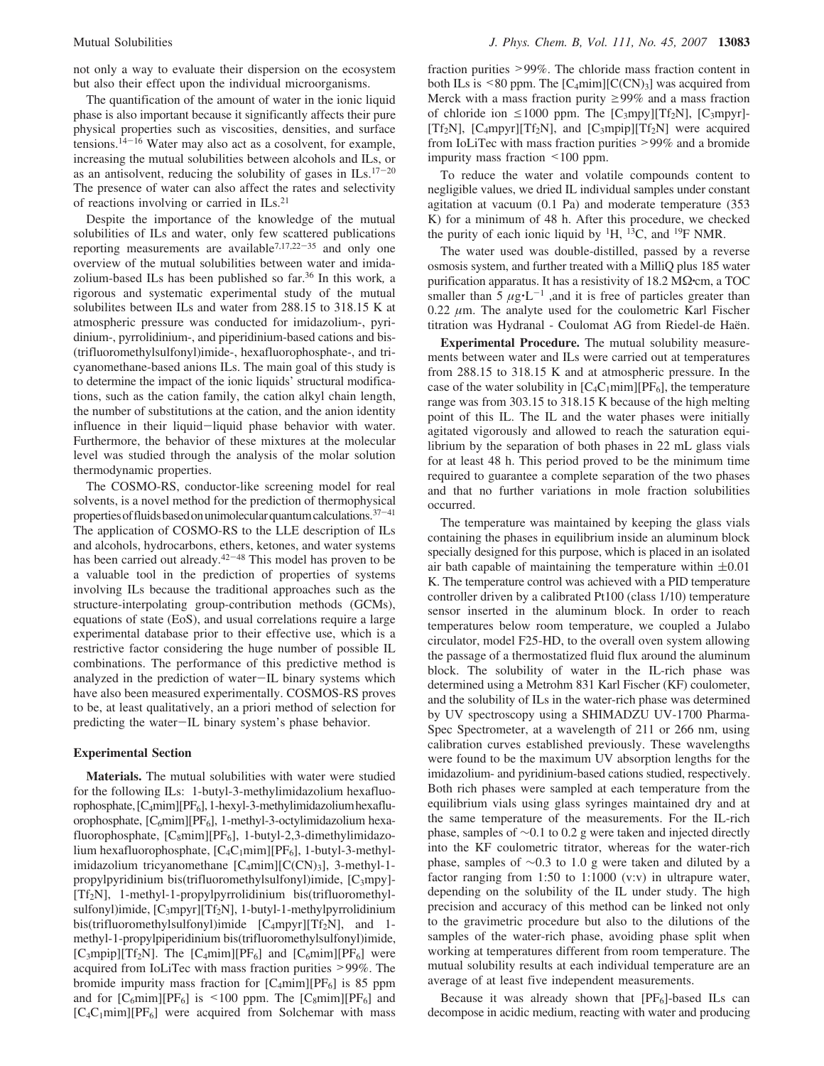not only a way to evaluate their dispersion on the ecosystem but also their effect upon the individual microorganisms.

The quantification of the amount of water in the ionic liquid phase is also important because it significantly affects their pure physical properties such as viscosities, densities, and surface tensions.[14−16] Water may also act as a cosolvent, for example, increasing the mutual solubilities between alcohols and ILs, or as an antisolvent, reducing the solubility of gases in ILs.[17−20] The presence of water can also affect the rates and selectivity of reactions involving or carried in ILs.[21]

Despite the importance of the knowledge of the mutual solubilities of ILs and water, only few scattered publications reporting measurements are available[7,17,22−35] and only one overview of the mutual solubilities between water and imidazolium-based ILs has been published so far.[36] In this work, a rigorous and systematic experimental study of the mutual solubilites between ILs and water from 288.15 to 318.15 K at atmospheric pressure was conducted for imidazolium-, pyridinium-, pyrrolidinium-, and piperidinium-based cations and bis(trifluoromethylsulfonyl)imide-, hexafluorophosphate-, and tricyanomethane-based anions ILs. The main goal of this study is to determine the impact of the ionic liquids' structural modifications, such as the cation family, the cation alkyl chain length, the number of substitutions at the cation, and the anion identity influence in their liquid−liquid phase behavior with water. Furthermore, the behavior of these mixtures at the molecular level was studied through the analysis of the molar solution thermodynamic properties.

The COSMO-RS, conductor-like screening model for real solvents, is a novel method for the prediction of thermophysical properties of fluids based on unimolecular quantum calculations.[37−41] The application of COSMO-RS to the LLE description of ILs and alcohols, hydrocarbons, ethers, ketones, and water systems has been carried out already.[42−48] This model has proven to be a valuable tool in the prediction of properties of systems involving ILs because the traditional approaches such as the structure-interpolating group-contribution methods (GCMs), equations of state (EoS), and usual correlations require a large experimental database prior to their effective use, which is a restrictive factor considering the huge number of possible IL combinations. The performance of this predictive method is analyzed in the prediction of water−IL binary systems which have also been measured experimentally. COSMOS-RS proves to be, at least qualitatively, an a priori method of selection for predicting the water−IL binary system's phase behavior.

## Experimental Section

**Materials.** The mutual solubilities with water were studied for the following ILs: 1-butyl-3-methylimidazolium hexafluorophosphate, $[C_4mim][PF_6]$, 1-hexyl-3-methylimidazolium hexafluorophosphate, $[C_6mim][PF_6]$, 1-methyl-3-octylimidazolium hexafluorophosphate, $[C_8mim][PF_6]$, 1-butyl-2,3-dimethylimidazolium hexafluorophosphate, $[C_4C_1mim][PF_6]$, 1-butyl-3-methylimidazolium tricyanomethane $[C_4mim][C(CN)_3]$, 3-methyl-1-propylpyridinium bis(trifluoromethylsulfonyl)imide, $[C_3mpy][Tf_2N]$, 1-methyl-1-propylpyrrolidinium bis(trifluoromethylsulfonyl)imide, $[C_3mpyr][Tf_2N]$, 1-butyl-1-methylpyrrolidinium bis(trifluoromethylsulfonyl)imide $[C_4mpyr][Tf_2N]$, and 1-methyl-1-propylpiperidinium bis(trifluoromethylsulfonyl)imide, $[C_3mpip][Tf_2N]$. The $[C_4mim][PF_6]$ and $[C_6mim][PF_6]$ were acquired from IoLiTec with mass fraction purities >99%. The bromide impurity mass fraction for $[C_4mim][PF_6]$ is 85 ppm and for $[C_6mim][PF_6]$ is <100 ppm. The $[C_8mim][PF_6]$ and $[C_4C_1mim][PF_6]$ were acquired from Solchemar with mass fraction purities >99%. The chloride mass fraction content in both ILs is <80 ppm. The $[C_4mim][C(CN)_3]$ was acquired from Merck with a mass fraction purity ≥99% and a mass fraction of chloride ion ≤1000 ppm. The $[C_3mpy][Tf_2N]$, $[C_3mpyr][Tf_2N]$, $[C_4mpyr][Tf_2N]$, and $[C_3mpip][Tf_2N]$ were acquired from IoLiTec with mass fraction purities >99% and a bromide impurity mass fraction <100 ppm.

To reduce the water and volatile compounds content to negligible values, we dried IL individual samples under constant agitation at vacuum (0.1 Pa) and moderate temperature (353 K) for a minimum of 48 h. After this procedure, we checked the purity of each ionic liquid by $^{1}H$, $^{13}C$, and $^{19}F$ NMR.

The water used was double-distilled, passed by a reverse osmosis system, and further treated with a MilliQ plus 185 water purification apparatus. It has a resistivity of 18.2 MΩ·cm, a TOC smaller than 5 $\mu g \cdot L^{-1}$ ,and it is free of particles greater than 0.22 $\mu$m. The analyte used for the coulometric Karl Fischer titration was Hydranal - Coulomat AG from Riedel-de Haën.

**Experimental Procedure.** The mutual solubility measurements between water and ILs were carried out at temperatures from 288.15 to 318.15 K and at atmospheric pressure. In the case of the water solubility in $[C_4C_1mim][PF_6]$, the temperature range was from 303.15 to 318.15 K because of the high melting point of this IL. The IL and the water phases were initially agitated vigorously and allowed to reach the saturation equilibrium by the separation of both phases in 22 mL glass vials for at least 48 h. This period proved to be the minimum time required to guarantee a complete separation of the two phases and that no further variations in mole fraction solubilities occurred.

The temperature was maintained by keeping the glass vials containing the phases in equilibrium inside an aluminum block specially designed for this purpose, which is placed in an isolated air bath capable of maintaining the temperature within ±0.01 K. The temperature control was achieved with a PID temperature controller driven by a calibrated Pt100 (class 1/10) temperature sensor inserted in the aluminum block. In order to reach temperatures below room temperature, we coupled a Julabo circulator, model F25-HD, to the overall oven system allowing the passage of a thermostatized fluid flux around the aluminum block. The solubility of water in the IL-rich phase was determined using a Metrohm 831 Karl Fischer (KF) coulometer, and the solubility of ILs in the water-rich phase was determined by UV spectroscopy using a SHIMADZU UV-1700 Pharma-Spec Spectrometer, at a wavelength of 211 or 266 nm, using calibration curves established previously. These wavelengths were found to be the maximum UV absorption lengths for the imidazolium- and pyridinium-based cations studied, respectively. Both rich phases were sampled at each temperature from the equilibrium vials using glass syringes maintained dry and at the same temperature of the measurements. For the IL-rich phase, samples of ∼0.1 to 0.2 g were taken and injected directly into the KF coulometric titrator, whereas for the water-rich phase, samples of ∼0.3 to 1.0 g were taken and diluted by a factor ranging from 1:50 to 1:1000 (v:v) in ultrapure water, depending on the solubility of the IL under study. The high precision and accuracy of this method can be linked not only to the gravimetric procedure but also to the dilutions of the samples of the water-rich phase, avoiding phase split when working at temperatures different from room temperature. The mutual solubility results at each individual temperature are an average of at least five independent measurements.

Because it was already shown that $[PF_6]$-based ILs can decompose in acidic medium, reacting with water and producing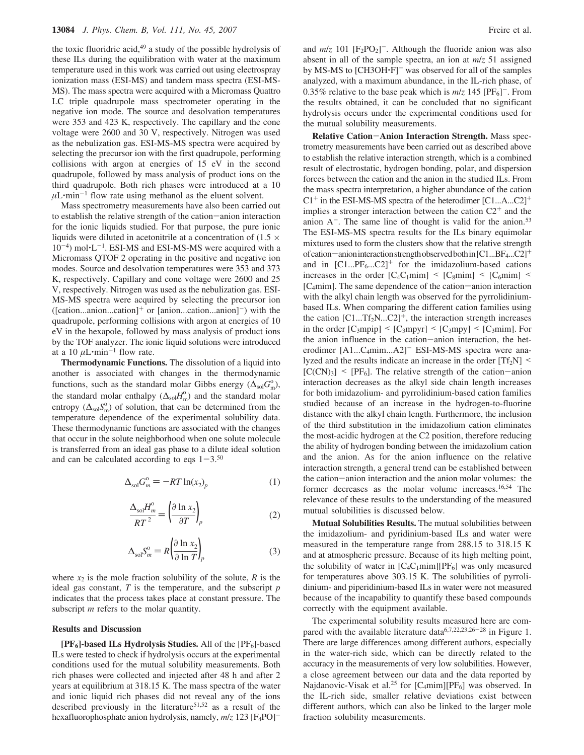the toxic fluoridric acid,[49] a study of the possible hydrolysis of these ILs during the equilibration with water at the maximum temperature used in this work was carried out using electrospray ionization mass (ESI-MS) and tandem mass spectra (ESI-MS-MS). The mass spectra were acquired with a Micromass Quattro LC triple quadrupole mass spectrometer operating in the negative ion mode. The source and desolvation temperatures were 353 and 423 K, respectively. The capillary and the cone voltage were 2600 and 30 V, respectively. Nitrogen was used as the nebulization gas. ESI-MS-MS spectra were acquired by selecting the precursor ion with the first quadrupole, performing collisions with argon at energies of 15 eV in the second quadrupole, followed by mass analysis of product ions on the third quadrupole. Both rich phases were introduced at a 10 $\mu$L·min$^{-1}$ flow rate using methanol as the eluent solvent.

Mass spectrometry measurements have also been carried out to establish the relative strength of the cation–anion interaction for the ionic liquids studied. For that purpose, the pure ionic liquids were diluted in acetonitrile at a concentration of $(1.5 \times 10^{-4})$ mol·L$^{-1}$. ESI-MS and ESI-MS-MS were acquired with a Micromass QTOF 2 operating in the positive and negative ion modes. Source and desolvation temperatures were 353 and 373 K, respectively. Capillary and cone voltage were 2600 and 25 V, respectively. Nitrogen was used as the nebulization gas. ESI-MS-MS spectra were acquired by selecting the precursor ion ([cation...anion...cation]$^+$ or [anion...cation...anion]$^-$) with the quadrupole, performing collisions with argon at energies of 10 eV in the hexapole, followed by mass analysis of product ions by the TOF analyzer. The ionic liquid solutions were introduced at a 10 $\mu$L·min$^{-1}$ flow rate.

**Thermodynamic Functions.** The dissolution of a liquid into another is associated with changes in the thermodynamic functions, such as the standard molar Gibbs energy ($\Delta_{sol}G_m^o$), the standard molar enthalpy ($\Delta_{sol}H_m^o$) and the standard molar entropy ($\Delta_{sol}S_m^o$) of solution, that can be determined from the temperature dependence of the experimental solubility data. These thermodynamic functions are associated with the changes that occur in the solute neighborhood when one solute molecule is transferred from an ideal gas phase to a dilute ideal solution and can be calculated according to eqs 1–3.[50]

$$\Delta_{sol}G_m^o = -RT\ln(x_2)_p \tag{1}$$

$$\frac{\Delta_{sol}H_m^o}{RT^2} = \left(\frac{\partial \ln x_2}{\partial T}\right)_p \tag{2}$$

$$\Delta_{sol}S_m^o = R\left(\frac{\partial \ln x_2}{\partial \ln T}\right)_p \tag{3}$$

where $x_2$ is the mole fraction solubility of the solute, $R$ is the ideal gas constant, $T$ is the temperature, and the subscript $p$ indicates that the process takes place at constant pressure. The subscript $m$ refers to the molar quantity.

## Results and Discussion

**[PF$_6$]-based ILs Hydrolysis Studies.** All of the [PF$_6$]-based ILs were tested to check if hydrolysis occurs at the experimental conditions used for the mutual solubility measurements. Both rich phases were collected and injected after 48 h and after 2 years at equilibrium at 318.15 K. The mass spectra of the water and ionic liquid rich phases did not reveal any of the ions described previously in the literature[51,52] as a result of the hexafluorophosphate anion hydrolysis, namely, $m/z$ 123 [F$_4$PO]$^-$ and $m/z$ 101 [F$_2$PO$_2$]$^-$. Although the fluoride anion was also absent in all of the sample spectra, an ion at $m/z$ 51 assigned by MS-MS to [CH3OH·F]$^-$ was observed for all of the samples analyzed, with a maximum abundance, in the IL-rich phase, of 0.35% relative to the base peak which is $m/z$ 145 [PF$_6$]$^-$. From the results obtained, it can be concluded that no significant hydrolysis occurs under the experimental conditions used for the mutual solubility measurements.

**Relative Cation–Anion Interaction Strength.** Mass spectrometry measurements have been carried out as described above to establish the relative interaction strength, which is a combined result of electrostatic, hydrogen bonding, polar, and dispersion forces between the cation and the anion in the studied ILs. From the mass spectra interpretation, a higher abundance of the cation C1$^+$ in the ESI-MS-MS spectra of the heterodimer [C1...A...C2]$^+$ implies a stronger interaction between the cation C2$^+$ and the anion A$^-$. The same line of thought is valid for the anion.[53] The ESI-MS-MS spectra results for the ILs binary equimolar mixtures used to form the clusters show that the relative strength of cation–anion interaction strength observed both in [C1...BF$_4$...C2]$^+$ and in [C1...PF$_6$...C2]$^+$ for the imidazolium-based cations increases in the order [C$_4$C$_1$mim] < [C$_8$mim] < [C$_6$mim] < [C$_4$mim]. The same dependence of the cation–anion interaction with the alkyl chain length was observed for the pyrrolidinium-based ILs. When comparing the different cation families using the cation [C1...Tf$_2$N...C2]$^+$, the interaction strength increases in the order [C$_3$mpip] < [C$_3$mpyr] < [C$_3$mpy] < [C$_3$mim]. For the anion influence in the cation–anion interaction, the heterodimer [A1...C$_4$mim...A2]$^-$ ESI-MS-MS spectra were analyzed and the results indicate an increase in the order [Tf$_2$N] < [C(CN)$_3$] < [PF$_6$]. The relative strength of the cation–anion interaction decreases as the alkyl side chain length increases for both imidazolium- and pyrrolidinium-based cation families studied because of an increase in the hydrogen-to-fluorine distance with the alkyl chain length. Furthermore, the inclusion of the third substitution in the imidazolium cation eliminates the most-acidic hydrogen at the C2 position, therefore reducing the ability of hydrogen bonding between the imidazolium cation and the anion. As for the anion influence on the relative interaction strength, a general trend can be established between the cation–anion interaction and the anion molar volumes: the former decreases as the molar volume increases.[16,54] The relevance of these results to the understanding of the measured mutual solubilities is discussed below.

**Mutual Solubilities Results.** The mutual solubilities between the imidazolium- and pyridinium-based ILs and water were measured in the temperature range from 288.15 to 318.15 K and at atmospheric pressure. Because of its high melting point, the solubility of water in [C$_4$C$_1$mim][PF$_6$] was only measured for temperatures above 303.15 K. The solubilities of pyrrolidinium- and piperidinium-based ILs in water were not measured because of the incapability to quantify these based compounds correctly with the equipment available.

The experimental solubility results measured here are compared with the available literature data[6,7,22,23,26–28] in Figure 1. There are large differences among different authors, especially in the water-rich side, which can be directly related to the accuracy in the measurements of very low solubilities. However, a close agreement between our data and the data reported by Najdanovic-Visak et al.[25] for [C$_4$mim][PF$_6$] was observed. In the IL-rich side, smaller relative deviations exist between different authors, which can also be linked to the larger mole fraction solubility measurements.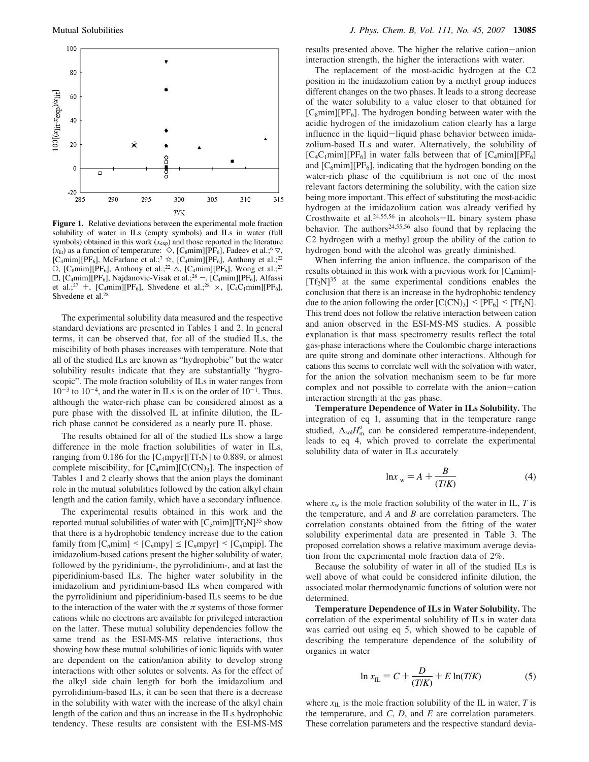**Figure 1.** Relative deviations between the experimental mole fraction solubility of water in ILs (empty symbols) and ILs in water (full symbols) obtained in this work ($x_{exp}$) and those reported in the literature ($x_{lit}$) as a function of temperature: ◇, [C8mim][PF6], Fadeev et al.;[6] ▽, [C4mim][PF6], McFarlane et al.;[7] ☆, [C4mim][PF6], Anthony et al.;[22] ○, [C8mim][PF6], Anthony et al.;[22] △, [C4mim][PF6], Wong et al.;[23] □, [C4mim][PF6], Najdanovic-Visak et al.;[26] −, [C4mim][PF6], Alfassi et al.;[27] +, [C4mim][PF6], Shvedene et al.;[28] ×, [C4C1mim][PF6], Shvedene et al.[28]

The experimental solubility data measured and the respective standard deviations are presented in Tables 1 and 2. In general terms, it can be observed that, for all of the studied ILs, the miscibility of both phases increases with temperature. Note that all of the studied ILs are known as "hydrophobic" but the water solubility results indicate that they are substantially "hygroscopic". The mole fraction solubility of ILs in water ranges from $10^{-3}$ to $10^{-4}$, and the water in ILs is on the order of $10^{-1}$. Thus, although the water-rich phase can be considered almost as a pure phase with the dissolved IL at infinite dilution, the IL-rich phase cannot be considered as a nearly pure IL phase.

The results obtained for all of the studied ILs show a large difference in the mole fraction solubilities of water in ILs, ranging from 0.186 for the [C4mpyr][Tf2N] to 0.889, or almost complete miscibility, for [C4mim][C(CN)3]. The inspection of Tables 1 and 2 clearly shows that the anion plays the dominant role in the mutual solubilities followed by the cation alkyl chain length and the cation family, which have a secondary influence.

The experimental results obtained in this work and the reported mutual solubilities of water with [C3mim][Tf2N][35] show that there is a hydrophobic tendency increase due to the cation family from [C$_n$mim] < [C$_n$mpy] ≤ [C$_n$mpyr] < [C$_n$mpip]. The imidazolium-based cations present the higher solubility of water, followed by the pyridinium-, the pyrrolidinium-, and at last the piperidinium-based ILs. The higher water solubility in the imidazolium and pyridinium-based ILs when compared with the pyrrolidinium and piperidinium-based ILs seems to be due to the interaction of the water with the $\pi$ systems of those former cations while no electrons are available for privileged interaction on the latter. These mutual solubility dependencies follow the same trend as the ESI-MS-MS relative interactions, thus showing how these mutual solubilities of ionic liquids with water are dependent on the cation/anion ability to develop strong interactions with other solutes or solvents. As for the effect of the alkyl side chain length for both the imidazolium and pyrrolidinium-based ILs, it can be seen that there is a decrease in the solubility with water with the increase of the alkyl chain length of the cation and thus an increase in the ILs hydrophobic tendency. These results are consistent with the ESI-MS-MS results presented above. The higher the relative cation−anion interaction strength, the higher the interactions with water.

The replacement of the most-acidic hydrogen at the C2 position in the imidazolium cation by a methyl group induces different changes on the two phases. It leads to a strong decrease of the water solubility to a value closer to that obtained for [C8mim][PF6]. The hydrogen bonding between water with the acidic hydrogen of the imidazolium cation clearly has a large influence in the liquid−liquid phase behavior between imidazolium-based ILs and water. Alternatively, the solubility of [C4C1mim][PF6] in water falls between that of [C4mim][PF6] and [C6mim][PF6], indicating that the hydrogen bonding on the water-rich phase of the equilibrium is not one of the most relevant factors determining the solubility, with the cation size being more important. This effect of substituting the most-acidic hydrogen at the imidazolium cation was already verified by Crosthwaite et al.[24,55,56] in alcohols−IL binary system phase behavior. The authors[24,55,56] also found that by replacing the C2 hydrogen with a methyl group the ability of the cation to hydrogen bond with the alcohol was greatly diminished.

When inferring the anion influence, the comparison of the results obtained in this work with a previous work for [C4mim][Tf2N][35] at the same experimental conditions enables the conclusion that there is an increase in the hydrophobic tendency due to the anion following the order [C(CN)3] < [PF6] < [Tf2N]. This trend does not follow the relative interaction between cation and anion observed in the ESI-MS-MS studies. A possible explanation is that mass spectrometry results reflect the total gas-phase interactions where the Coulombic charge interactions are quite strong and dominate other interactions. Although for cations this seems to correlate well with the solvation with water, for the anion the solvation mechanism seem to be far more complex and not possible to correlate with the anion−cation interaction strength at the gas phase.

**Temperature Dependence of Water in ILs Solubility.** The integration of eq 1, assuming that in the temperature range studied, $\Delta_{sol}H_m^o$ can be considered temperature-independent, leads to eq 4, which proved to correlate the experimental solubility data of water in ILs accurately

$$\ln x_w = A + \frac{B}{(T/K)} \tag{4}$$

where $x_w$ is the mole fraction solubility of the water in IL, $T$ is the temperature, and $A$ and $B$ are correlation parameters. The correlation constants obtained from the fitting of the water solubility experimental data are presented in Table 3. The proposed correlation shows a relative maximum average deviation from the experimental mole fraction data of 2%.

Because the solubility of water in all of the studied ILs is well above of what could be considered infinite dilution, the associated molar thermodynamic functions of solution were not determined.

**Temperature Dependence of ILs in Water Solubility.** The correlation of the experimental solubility of ILs in water data was carried out using eq 5, which showed to be capable of describing the temperature dependence of the solubility of organics in water

$$\ln x_{IL} = C + \frac{D}{(T/K)} + E\ln(T/K) \tag{5}$$

where $x_{IL}$ is the mole fraction solubility of the IL in water, $T$ is the temperature, and $C$, $D$, and $E$ are correlation parameters. These correlation parameters and the respective standard devia-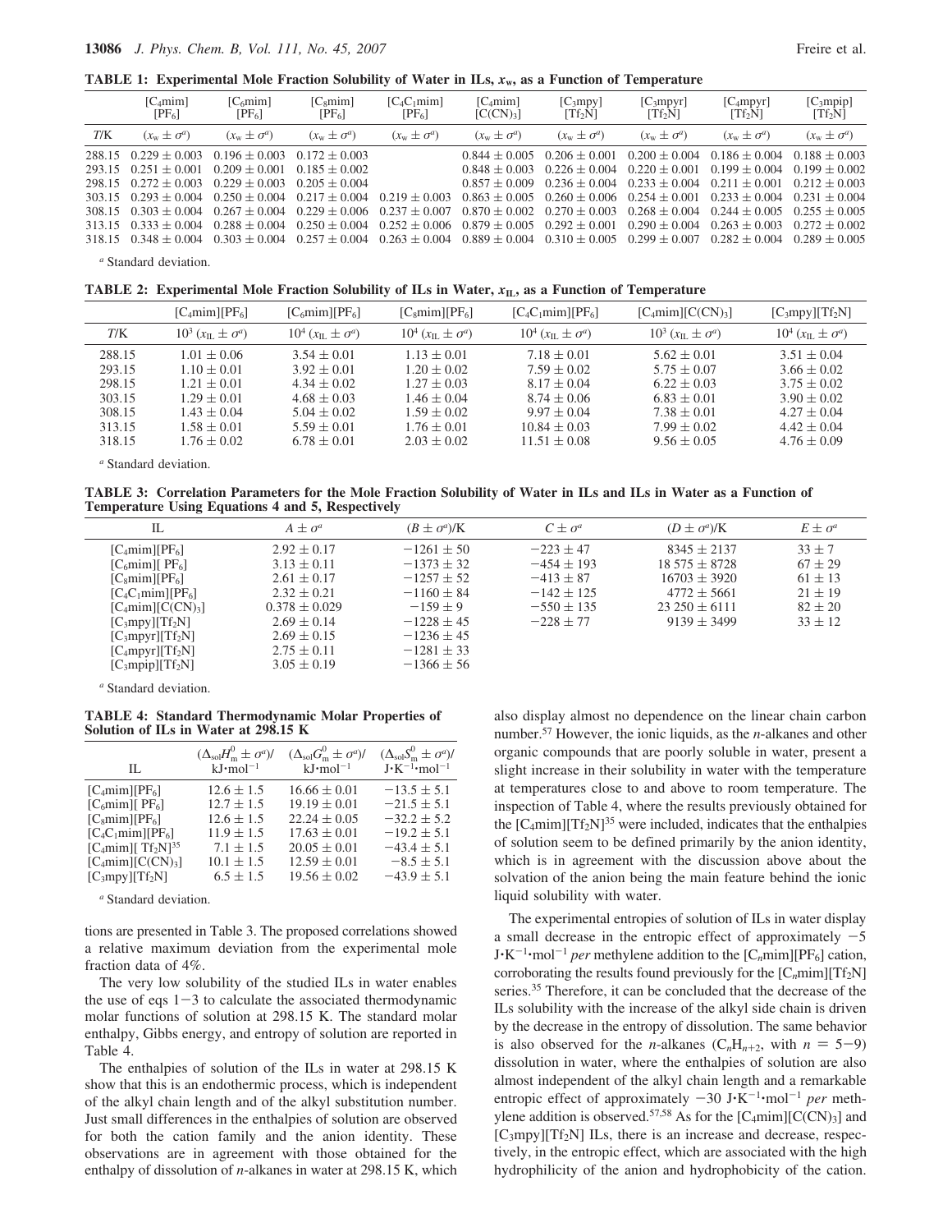**TABLE 1: Experimental Mole Fraction Solubility of Water in ILs, $x_w$, as a Function of Temperature**

| | $[C_4mim][PF_6]$ | $[C_6mim][PF_6]$ | $[C_8mim][PF_6]$ | $[C_4C_1mim][PF_6]$ | $[C_4mim][C(CN)_3]$ | $[C_3mpy][Tf_2N]$ | $[C_3mpyr][Tf_2N]$ | $[C_4mpyr][Tf_2N]$ | $[C_3mpip][Tf_2N]$ |
|---|---|---|---|---|---|---|---|---|---|
| $T$/K | ($x_w \pm \sigma^a$) | ($x_w \pm \sigma^a$) | ($x_w \pm \sigma^a$) | ($x_w \pm \sigma^a$) | ($x_w \pm \sigma^a$) | ($x_w \pm \sigma^a$) | ($x_w \pm \sigma^a$) | ($x_w \pm \sigma^a$) | ($x_w \pm \sigma^a$) |
| 288.15 | 0.229 ± 0.003 | 0.196 ± 0.003 | 0.172 ± 0.003 | | 0.844 ± 0.005 | 0.206 ± 0.001 | 0.200 ± 0.004 | 0.186 ± 0.004 | 0.188 ± 0.003 |
| 293.15 | 0.251 ± 0.001 | 0.209 ± 0.001 | 0.185 ± 0.002 | | 0.848 ± 0.003 | 0.226 ± 0.004 | 0.220 ± 0.001 | 0.199 ± 0.004 | 0.199 ± 0.002 |
| 298.15 | 0.272 ± 0.003 | 0.229 ± 0.003 | 0.205 ± 0.004 | | 0.857 ± 0.009 | 0.236 ± 0.004 | 0.233 ± 0.004 | 0.211 ± 0.001 | 0.212 ± 0.003 |
| 303.15 | 0.293 ± 0.004 | 0.250 ± 0.004 | 0.217 ± 0.004 | 0.219 ± 0.003 | 0.863 ± 0.005 | 0.260 ± 0.006 | 0.254 ± 0.001 | 0.233 ± 0.004 | 0.231 ± 0.004 |
| 308.15 | 0.303 ± 0.004 | 0.267 ± 0.004 | 0.229 ± 0.006 | 0.237 ± 0.007 | 0.870 ± 0.002 | 0.270 ± 0.003 | 0.268 ± 0.004 | 0.244 ± 0.005 | 0.255 ± 0.005 |
| 313.15 | 0.333 ± 0.004 | 0.288 ± 0.004 | 0.250 ± 0.004 | 0.252 ± 0.006 | 0.879 ± 0.005 | 0.292 ± 0.001 | 0.290 ± 0.004 | 0.263 ± 0.003 | 0.272 ± 0.002 |
| 318.15 | 0.348 ± 0.004 | 0.303 ± 0.004 | 0.257 ± 0.004 | 0.263 ± 0.004 | 0.889 ± 0.004 | 0.310 ± 0.005 | 0.299 ± 0.007 | 0.282 ± 0.004 | 0.289 ± 0.005 |

[a] Standard deviation.

**TABLE 2: Experimental Mole Fraction Solubility of ILs in Water, $x_{IL}$, as a Function of Temperature**

| | $[C_4mim][PF_6]$ | $[C_6mim][PF_6]$ | $[C_8mim][PF_6]$ | $[C_4C_1mim][PF_6]$ | $[C_4mim][C(CN)_3]$ | $[C_3mpy][Tf_2N]$ |
|---|---|---|---|---|---|---|
| $T$/K | $10^3$ ($x_{IL} \pm \sigma^a$) | $10^4$ ($x_{IL} \pm \sigma^a$) | $10^4$ ($x_{IL} \pm \sigma^a$) | $10^4$ ($x_{IL} \pm \sigma^a$) | $10^3$ ($x_{IL} \pm \sigma^a$) | $10^4$ ($x_{IL} \pm \sigma^a$) |
| 288.15 | 1.01 ± 0.06 | 3.54 ± 0.01 | 1.13 ± 0.01 | 7.18 ± 0.01 | 5.62 ± 0.01 | 3.51 ± 0.04 |
| 293.15 | 1.10 ± 0.01 | 3.92 ± 0.01 | 1.20 ± 0.02 | 7.59 ± 0.02 | 5.75 ± 0.07 | 3.66 ± 0.02 |
| 298.15 | 1.21 ± 0.01 | 4.34 ± 0.02 | 1.27 ± 0.03 | 8.17 ± 0.04 | 6.22 ± 0.03 | 3.75 ± 0.02 |
| 303.15 | 1.29 ± 0.01 | 4.68 ± 0.03 | 1.46 ± 0.04 | 8.74 ± 0.06 | 6.83 ± 0.01 | 3.90 ± 0.02 |
| 308.15 | 1.43 ± 0.04 | 5.04 ± 0.02 | 1.59 ± 0.02 | 9.97 ± 0.04 | 7.38 ± 0.01 | 4.27 ± 0.04 |
| 313.15 | 1.58 ± 0.01 | 5.59 ± 0.01 | 1.76 ± 0.02 | 10.84 ± 0.03 | 7.99 ± 0.02 | 4.42 ± 0.04 |
| 318.15 | 1.76 ± 0.02 | 6.78 ± 0.01 | 2.03 ± 0.02 | 11.51 ± 0.08 | 9.56 ± 0.05 | 4.76 ± 0.09 |

[a] Standard deviation.

**TABLE 3: Correlation Parameters for the Mole Fraction Solubility of Water in ILs and ILs in Water as a Function of Temperature Using Equations 4 and 5, Respectively**

| IL | $A \pm \sigma^a$ | $(B \pm \sigma^a)$/K | $C \pm \sigma^a$ | $(D \pm \sigma^a)$/K | $E \pm \sigma^a$ |
|---|---|---|---|---|---|
| $[C_4mim][PF_6]$ | 2.92 ± 0.17 | −1261 ± 50 | −223 ± 47 | 8345 ± 2137 | 33 ± 7 |
| $[C_6mim][PF_6]$ | 3.13 ± 0.11 | −1373 ± 32 | −454 ± 193 | 18 575 ± 8728 | 67 ± 29 |
| $[C_8mim][PF_6]$ | 2.61 ± 0.17 | −1257 ± 52 | −413 ± 87 | 16703 ± 3920 | 61 ± 13 |
| $[C_4C_1mim][PF_6]$ | 2.32 ± 0.21 | −1160 ± 84 | −142 ± 125 | 4772 ± 5661 | 21 ± 19 |
| $[C_4mim][C(CN)_3]$ | 0.378 ± 0.029 | −159 ± 9 | −550 ± 135 | 23 250 ± 6111 | 82 ± 20 |
| $[C_3mpy][Tf_2N]$ | 2.69 ± 0.14 | −1228 ± 45 | −228 ± 77 | 9139 ± 3499 | 33 ± 12 |
| $[C_3mpyr][Tf_2N]$ | 2.69 ± 0.15 | −1236 ± 45 | | | |
| $[C_4mpyr][Tf_2N]$ | 2.75 ± 0.11 | −1281 ± 33 | | | |
| $[C_3mpip][Tf_2N]$ | 3.05 ± 0.19 | −1366 ± 56 | | | |

[a] Standard deviation.

**TABLE 4: Standard Thermodynamic Molar Properties of Solution of ILs in Water at 298.15 K**

| IL | $(\Delta_{sol}H^0_m \pm \sigma^a)$/ kJ·mol$^{-1}$ | $(\Delta_{sol}G^0_m \pm \sigma^a)$/ kJ·mol$^{-1}$ | $(\Delta_{sol}S^0_m \pm \sigma^a)$/ J·K$^{-1}$·mol$^{-1}$ |
|---|---|---|---|
| $[C_4mim][PF_6]$ | 12.6 ± 1.5 | 16.66 ± 0.01 | −13.5 ± 5.1 |
| $[C_6mim][PF_6]$ | 12.7 ± 1.5 | 19.19 ± 0.01 | −21.5 ± 5.1 |
| $[C_8mim][PF_6]$ | 12.6 ± 1.5 | 22.24 ± 0.05 | −32.2 ± 5.2 |
| $[C_4C_1mim][PF_6]$ | 11.9 ± 1.5 | 17.63 ± 0.01 | −19.2 ± 5.1 |
| $[C_4mim][Tf_2N]$[35] | 7.1 ± 1.5 | 20.05 ± 0.01 | −43.4 ± 5.1 |
| $[C_4mim][C(CN)_3]$ | 10.1 ± 1.5 | 12.59 ± 0.01 | −8.5 ± 5.1 |
| $[C_3mpy][Tf_2N]$ | 6.5 ± 1.5 | 19.56 ± 0.02 | −43.9 ± 5.1 |

[a] Standard deviation.

tions are presented in Table 3. The proposed correlations showed a relative maximum deviation from the experimental mole fraction data of 4%.

The very low solubility of the studied ILs in water enables the use of eqs 1−3 to calculate the associated thermodynamic molar functions of solution at 298.15 K. The standard molar enthalpy, Gibbs energy, and entropy of solution are reported in Table 4.

The enthalpies of solution of the ILs in water at 298.15 K show that this is an endothermic process, which is independent of the alkyl chain length and of the alkyl substitution number. Just small differences in the enthalpies of solution are observed for both the cation family and the anion identity. These observations are in agreement with those obtained for the enthalpy of dissolution of *n*-alkanes in water at 298.15 K, which also display almost no dependence on the linear chain carbon number.[57] However, the ionic liquids, as the *n*-alkanes and other organic compounds that are poorly soluble in water, present a slight increase in their solubility in water with the temperature at temperatures close to and above to room temperature. The inspection of Table 4, where the results previously obtained for the $[C_4mim][Tf_2N]$[35] were included, indicates that the enthalpies of solution seem to be defined primarily by the anion identity, which is in agreement with the discussion above about the solvation of the anion being the main feature behind the ionic liquid solubility with water.

The experimental entropies of solution of ILs in water display a small decrease in the entropic effect of approximately −5 J·K$^{-1}$·mol$^{-1}$ *per* methylene addition to the $[C_nmim][PF_6]$ cation, corroborating the results found previously for the $[C_nmim][Tf_2N]$ series.[35] Therefore, it can be concluded that the decrease of the ILs solubility with the increase of the alkyl side chain is driven by the decrease in the entropy of dissolution. The same behavior is also observed for the *n*-alkanes ($C_nH_{n+2}$, with $n$ = 5−9) dissolution in water, where the enthalpies of solution are also almost independent of the alkyl chain length and a remarkable entropic effect of approximately −30 J·K$^{-1}$·mol$^{-1}$ *per* methylene addition is observed.[57,58] As for the $[C_4mim][C(CN)_3]$ and $[C_3mpy][Tf_2N]$ ILs, there is an increase and decrease, respectively, in the entropic effect, which are associated with the high hydrophilicity of the anion and hydrophobicity of the cation.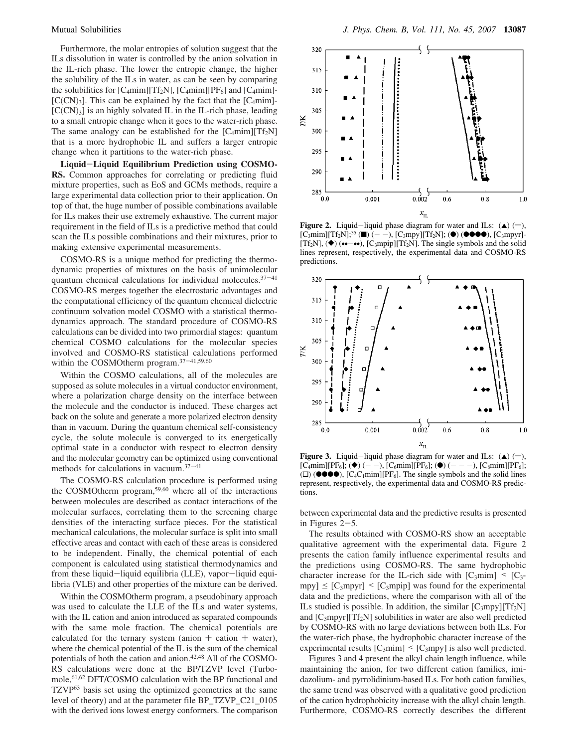Furthermore, the molar entropies of solution suggest that the ILs dissolution in water is controlled by the anion solvation in the IL-rich phase. The lower the entropic change, the higher the solubility of the ILs in water, as can be seen by comparing the solubilities for $[C_4mim][Tf_2N]$, $[C_4mim][PF_6]$ and $[C_4mim][C(CN)_3]$. This can be explained by the fact that the $[C_4mim][C(CN)_3]$ is an highly solvated IL in the IL-rich phase, leading to a small entropic change when it goes to the water-rich phase. The same analogy can be established for the $[C_4mim][Tf_2N]$ that is a more hydrophobic IL and suffers a larger entropic change when it partitions to the water-rich phase.

**Liquid−Liquid Equilibrium Prediction using COSMO-RS.** Common approaches for correlating or predicting fluid mixture properties, such as EoS and GCMs methods, require a large experimental data collection prior to their application. On top of that, the huge number of possible combinations available for ILs makes their use extremely exhaustive. The current major requirement in the field of ILs is a predictive method that could scan the ILs possible combinations and their mixtures, prior to making extensive experimental measurements.

COSMO-RS is a unique method for predicting the thermodynamic properties of mixtures on the basis of unimolecular quantum chemical calculations for individual molecules.[37−41] COSMO-RS merges together the electrostatic advantages and the computational efficiency of the quantum chemical dielectric continuum solvation model COSMO with a statistical thermodynamics approach. The standard procedure of COSMO-RS calculations can be divided into two primordial stages: quantum chemical COSMO calculations for the molecular species involved and COSMO-RS statistical calculations performed within the COSMOtherm program.[37−41,59,60]

Within the COSMO calculations, all of the molecules are supposed as solute molecules in a virtual conductor environment, where a polarization charge density on the interface between the molecule and the conductor is induced. These charges act back on the solute and generate a more polarized electron density than in vacuum. During the quantum chemical self-consistency cycle, the solute molecule is converged to its energetically optimal state in a conductor with respect to electron density and the molecular geometry can be optimized using conventional methods for calculations in vacuum.[37−41]

The COSMO-RS calculation procedure is performed using the COSMOtherm program,[59,60] where all of the interactions between molecules are described as contact interactions of the molecular surfaces, correlating them to the screening charge densities of the interacting surface pieces. For the statistical mechanical calculations, the molecular surface is split into small effective areas and contact with each of these areas is considered to be independent. Finally, the chemical potential of each component is calculated using statistical thermodynamics and from these liquid−liquid equilibria (LLE), vapor−liquid equilibria (VLE) and other properties of the mixture can be derived.

Within the COSMOtherm program, a pseudobinary approach was used to calculate the LLE of the ILs and water systems, with the IL cation and anion introduced as separated compounds with the same mole fraction. The chemical potentials are calculated for the ternary system (anion + cation + water), where the chemical potential of the IL is the sum of the chemical potentials of both the cation and anion.[42,48] All of the COSMO-RS calculations were done at the BP/TZVP level (Turbomole,[61,62] DFT/COSMO calculation with the BP functional and TZVP[63] basis set using the optimized geometries at the same level of theory) and at the parameter file BP_TZVP_C21_0105 with the derived ions lowest energy conformers. The comparison between experimental data and the predictive results is presented in Figures 2−5.

**Figure 2.** Liquid−liquid phase diagram for water and ILs: (▲) (—), $[C_3mim][Tf_2N]$;[35] (■) (− −), $[C_3mpy][Tf_2N]$; (●) (●●●●), $[C_3mpyr][Tf_2N]$, (◆) (••−••), $[C_3mpip][Tf_2N]$. The single symbols and the solid lines represent, respectively, the experimental data and COSMO-RS predictions.

**Figure 3.** Liquid−liquid phase diagram for water and ILs: (▲) (—), $[C_4mim][PF_6]$; (◆) (− −), $[C_6mim][PF_6]$; (●) (− − −), $[C_8mim][PF_6]$; (□) (●●●●), $[C_4C_1mim][PF_6]$. The single symbols and the solid lines represent, respectively, the experimental data and COSMO-RS predictions.

The results obtained with COSMO-RS show an acceptable qualitative agreement with the experimental data. Figure 2 presents the cation family influence experimental results and the predictions using COSMO-RS. The same hydrophobic character increase for the IL-rich side with $[C_3mim] < [C_3mpy] \leq [C_3mpyr] < [C_3mpip]$ was found for the experimental data and the predictions, where the comparison with all of the ILs studied is possible. In addition, the similar $[C_3mpy][Tf_2N]$ and $[C_3mpyr][Tf_2N]$ solubilities in water are also well predicted by COSMO-RS with no large deviations between both ILs. For the water-rich phase, the hydrophobic character increase of the experimental results $[C_3mim] < [C_3mpy]$ is also well predicted.

Figures 3 and 4 present the alkyl chain length influence, while maintaining the anion, for two different cation families, imidazolium- and pyrrolidinium-based ILs. For both cation families, the same trend was observed with a qualitative good prediction of the cation hydrophobicity increase with the alkyl chain length. Furthermore, COSMO-RS correctly describes the different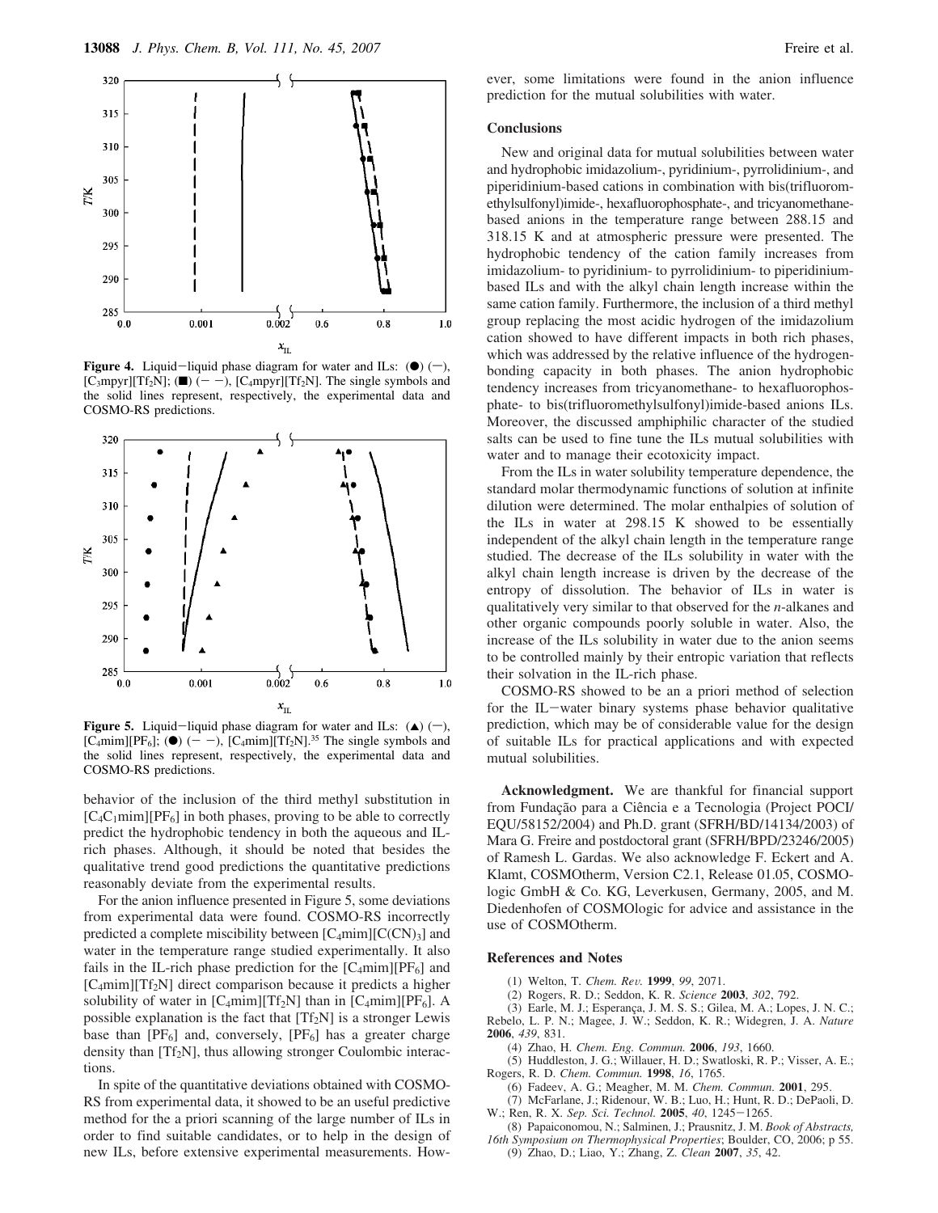320
315
310
305
300
295
290
285
T/K
0.0
0.001
0.002
0.6
0.8
1.0
$x_{IL}$

**Figure 4.** Liquid–liquid phase diagram for water and ILs: (●) (—), $[C_3mpyr][Tf_2N]$; (■) (– –), $[C_4mpyr][Tf_2N]$. The single symbols and the solid lines represent, respectively, the experimental data and COSMO-RS predictions.

320
315
310
305
300
295
290
285
T/K
0.0
0.001
0.002
0.6
0.8
1.0
$x_{IL}$

**Figure 5.** Liquid–liquid phase diagram for water and ILs: (▲) (—), $[C_4mim][PF_6]$; (●) (– –), $[C_4mim][Tf_2N]$.[35] The single symbols and the solid lines represent, respectively, the experimental data and COSMO-RS predictions.

behavior of the inclusion of the third methyl substitution in $[C_4C_1mim][PF_6]$ in both phases, proving to be able to correctly predict the hydrophobic tendency in both the aqueous and IL-rich phases. Although, it should be noted that besides the qualitative trend good predictions the quantitative predictions reasonably deviate from the experimental results.

For the anion influence presented in Figure 5, some deviations from experimental data were found. COSMO-RS incorrectly predicted a complete miscibility between $[C_4mim][C(CN)_3]$ and water in the temperature range studied experimentally. It also fails in the IL-rich phase prediction for the $[C_4mim][PF_6]$ and $[C_4mim][Tf_2N]$ direct comparison because it predicts a higher solubility of water in $[C_4mim][Tf_2N]$ than in $[C_4mim][PF_6]$. A possible explanation is the fact that $[Tf_2N]$ is a stronger Lewis base than $[PF_6]$ and, conversely, $[PF_6]$ has a greater charge density than $[Tf_2N]$, thus allowing stronger Coulombic interactions.

In spite of the quantitative deviations obtained with COSMO-RS from experimental data, it showed to be an useful predictive method for the a priori scanning of the large number of ILs in order to find suitable candidates, or to help in the design of new ILs, before extensive experimental measurements. However, some limitations were found in the anion influence prediction for the mutual solubilities with water.

## Conclusions

New and original data for mutual solubilities between water and hydrophobic imidazolium-, pyridinium-, pyrrolidinium-, and piperidinium-based cations in combination with bis(trifluoromethylsulfonyl)imide-, hexafluorophosphate-, and tricyanomethane-based anions in the temperature range between 288.15 and 318.15 K and at atmospheric pressure were presented. The hydrophobic tendency of the cation family increases from imidazolium- to pyridinium- to pyrrolidinium- to piperidinium-based ILs and with the alkyl chain length increase within the same cation family. Furthermore, the inclusion of a third methyl group replacing the most acidic hydrogen of the imidazolium cation showed to have different impacts in both rich phases, which was addressed by the relative influence of the hydrogen-bonding capacity in both phases. The anion hydrophobic tendency increases from tricyanomethane- to hexafluorophosphate- to bis(trifluoromethylsulfonyl)imide-based anions ILs. Moreover, the discussed amphiphilic character of the studied salts can be used to fine tune the ILs mutual solubilities with water and to manage their ecotoxicity impact.

From the ILs in water solubility temperature dependence, the standard molar thermodynamic functions of solution at infinite dilution were determined. The molar enthalpies of solution of the ILs in water at 298.15 K showed to be essentially independent of the alkyl chain length in the temperature range studied. The decrease of the ILs solubility in water with the alkyl chain length increase is driven by the decrease of the entropy of dissolution. The behavior of ILs in water is qualitatively very similar to that observed for the *n*-alkanes and other organic compounds poorly soluble in water. Also, the increase of the ILs solubility in water due to the anion seems to be controlled mainly by their entropic variation that reflects their solvation in the IL-rich phase.

COSMO-RS showed to be an a priori method of selection for the IL–water binary systems phase behavior qualitative prediction, which may be of considerable value for the design of suitable ILs for practical applications and with expected mutual solubilities.

**Acknowledgment.** We are thankful for financial support from Fundação para a Ciência e a Tecnologia (Project POCI/EQU/58152/2004) and Ph.D. grant (SFRH/BD/14134/2003) of Mara G. Freire and postdoctoral grant (SFRH/BPD/23246/2005) of Ramesh L. Gardas. We also acknowledge F. Eckert and A. Klamt, COSMOtherm, Version C2.1, Release 01.05, COSMOlogic GmbH & Co. KG, Leverkusen, Germany, 2005, and M. Diedenhofen of COSMOlogic for advice and assistance in the use of COSMOtherm.

## References and Notes

(1) Welton, T. *Chem. Rev.* **1999**, *99*, 2071.
(2) Rogers, R. D.; Seddon, K. R. *Science* **2003**, *302*, 792.
(3) Earle, M. J.; Esperança, J. M. S. S.; Gilea, M. A.; Lopes, J. N. C.; Rebelo, L. P. N.; Magee, J. W.; Seddon, K. R.; Widegren, J. A. *Nature* **2006**, *439*, 831.
(4) Zhao, H. *Chem. Eng. Commun.* **2006**, *193*, 1660.
(5) Huddleston, J. G.; Willauer, H. D.; Swatloski, R. P.; Visser, A. E.; Rogers, R. D. *Chem. Commun.* **1998**, *16*, 1765.
(6) Fadeev, A. G.; Meagher, M. M. *Chem. Commun.* **2001**, 295.
(7) McFarlane, J.; Ridenour, W. B.; Luo, H.; Hunt, R. D.; DePaoli, D. W.; Ren, R. X. *Sep. Sci. Technol.* **2005**, *40*, 1245–1265.
(8) Papaiconomou, N.; Salminen, J.; Prausnitz, J. M. *Book of Abstracts, 16th Symposium on Thermophysical Properties*; Boulder, CO, 2006; p 55.
(9) Zhao, D.; Liao, Y.; Zhang, Z. *Clean* **2007**, *35*, 42.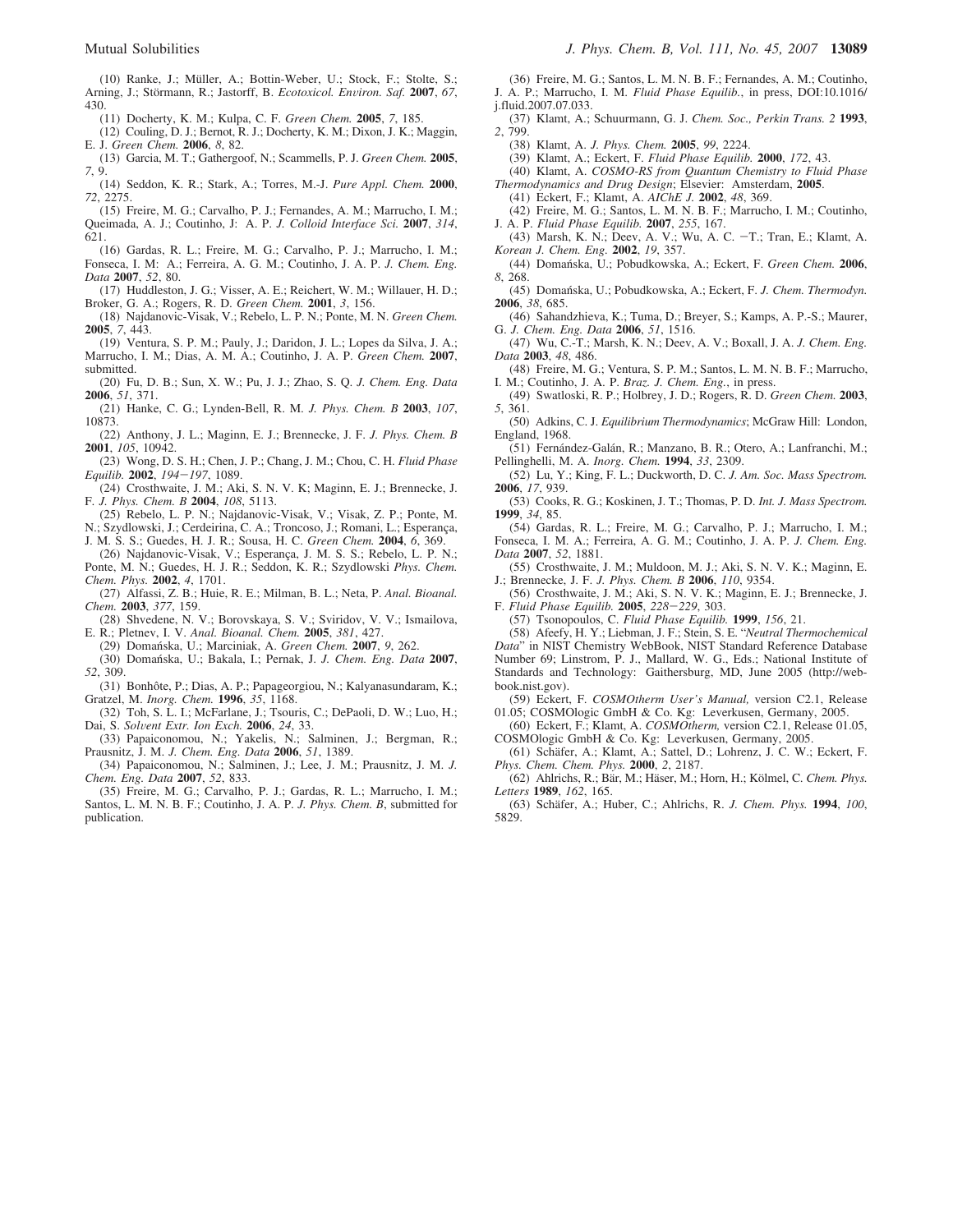(10) Ranke, J.; Müller, A.; Bottin-Weber, U.; Stock, F.; Stolte, S.; Arning, J.; Störmann, R.; Jastorff, B. *Ecotoxicol. Environ. Saf.* **2007**, *67*, 430.

(11) Docherty, K. M.; Kulpa, C. F. *Green Chem.* **2005**, *7*, 185.

(12) Couling, D. J.; Bernot, R. J.; Docherty, K. M.; Dixon, J. K.; Maggin, E. J. *Green Chem.* **2006**, *8*, 82.

(13) Garcia, M. T.; Gathergoof, N.; Scammells, P. J. *Green Chem.* **2005**, *7*, 9.

(14) Seddon, K. R.; Stark, A.; Torres, M.-J. *Pure Appl. Chem.* **2000**, *72*, 2275.

(15) Freire, M. G.; Carvalho, P. J.; Fernandes, A. M.; Marrucho, I. M.; Queimada, A. J.; Coutinho, J. A. P. *J. Colloid Interface Sci.* **2007**, *314*, 621.

(16) Gardas, R. L.; Freire, M. G.; Carvalho, P. J.; Marrucho, I. M.; Fonseca, I. M. A.; Ferreira, A. G. M.; Coutinho, J. A. P. *J. Chem. Eng. Data* **2007**, *52*, 80.

(17) Huddleston, J. G.; Visser, A. E.; Reichert, W. M.; Willauer, H. D.; Broker, G. A.; Rogers, R. D. *Green Chem.* **2001**, *3*, 156.

(18) Najdanovic-Visak, V.; Rebelo, L. P. N.; Ponte, M. N. *Green Chem.* **2005**, *7*, 443.

(19) Ventura, S. P. M.; Pauly, J.; Daridon, J. L.; Lopes da Silva, J. A.; Marrucho, I. M.; Dias, A. M. A.; Coutinho, J. A. P. *Green Chem.* **2007**, submitted.

(20) Fu, D. B.; Sun, X. W.; Pu, J. J.; Zhao, S. Q. *J. Chem. Eng. Data* **2006**, *51*, 371.

(21) Hanke, C. G.; Lynden-Bell, R. M. *J. Phys. Chem. B* **2003**, *107*, 10873.

(22) Anthony, J. L.; Maginn, E. J.; Brennecke, J. F. *J. Phys. Chem. B* **2001**, *105*, 10942.

(23) Wong, D. S. H.; Chen, J. P.; Chang, J. M.; Chou, C. H. *Fluid Phase Equilib.* **2002**, *194*−*197*, 1089.

(24) Crosthwaite, J. M.; Aki, S. N. V. K; Maginn, E. J.; Brennecke, J. F. *J. Phys. Chem. B* **2004**, *108*, 5113.

(25) Rebelo, L. P. N.; Najdanovic-Visak, V.; Visak, Z. P.; Ponte, M. N.; Szydlowski, J.; Cerdeirina, C. A.; Troncoso, J.; Romani, L.; Esperança, J. M. S. S.; Guedes, H. J. R.; Sousa, H. C. *Green Chem.* **2004**, *6*, 369.

(26) Najdanovic-Visak, V.; Esperança, J. M. S. S.; Rebelo, L. P. N.; Ponte, M. N.; Guedes, H. J. R.; Seddon, K. R.; Szydlowski *Phys. Chem. Chem. Phys.* **2002**, *4*, 1701.

(27) Alfassi, Z. B.; Huie, R. E.; Milman, B. L.; Neta, P. *Anal. Bioanal. Chem.* **2003**, *377*, 159.

(28) Shvedene, N. V.; Borovskaya, S. V.; Sviridov, V. V.; Ismailova, E. R.; Pletnev, I. V. *Anal. Bioanal. Chem.* **2005**, *381*, 427.

(29) Domańska, U.; Marciniak, A. *Green Chem.* **2007**, *9*, 262.

(30) Domańska, U.; Bakala, I.; Pernak, J. *J. Chem. Eng. Data* **2007**, *52*, 309.

(31) Bonhôte, P.; Dias, A. P.; Papageorgiou, N.; Kalyanasundaram, K.; Gratzel, M. *Inorg. Chem.* **1996**, *35*, 1168.

(32) Toh, S. L. I.; McFarlane, J.; Tsouris, C.; DePaoli, D. W.; Luo, H.; Dai, S. *Solvent Extr. Ion Exch.* **2006**, *24*, 33.

(33) Papaiconomou, N.; Yakelis, N.; Salminen, J.; Bergman, R.; Prausnitz, J. M. *J. Chem. Eng. Data* **2006**, *51*, 1389.

(34) Papaiconomou, N.; Salminen, J.; Lee, J. M.; Prausnitz, J. M. *J. Chem. Eng. Data* **2007**, *52*, 833.

(35) Freire, M. G.; Carvalho, P. J.; Gardas, R. L.; Marrucho, I. M.; Santos, L. M. N. B. F.; Coutinho, J. A. P. *J. Phys. Chem. B*, submitted for publication.

(36) Freire, M. G.; Santos, L. M. N. B. F.; Fernandes, A. M.; Coutinho, J. A. P.; Marrucho, I. M. *Fluid Phase Equilib.*, in press, DOI:10.1016/j.fluid.2007.07.033.

(37) Klamt, A.; Schuurmann, G. J. *Chem. Soc., Perkin Trans. 2* **1993**, *2*, 799.

(38) Klamt, A. *J. Phys. Chem.* **2005**, *99*, 2224.

(39) Klamt, A.; Eckert, F. *Fluid Phase Equilib.* **2000**, *172*, 43.

(40) Klamt, A. *COSMO-RS from Quantum Chemistry to Fluid Phase Thermodynamics and Drug Design*; Elsevier: Amsterdam, **2005**.

(41) Eckert, F.; Klamt, A. *AIChE J.* **2002**, *48*, 369.

(42) Freire, M. G.; Santos, L. M. N. B. F.; Marrucho, I. M.; Coutinho, J. A. P. *Fluid Phase Equilib.* **2007**, *255*, 167.

(43) Marsh, K. N.; Deev, A. V.; Wu, A. C. −T.; Tran, E.; Klamt, A. *Korean J. Chem. Eng.* **2002**, *19*, 357.

(44) Domańska, U.; Pobudkowska, A.; Eckert, F. *Green Chem.* **2006**, *8*, 268.

(45) Domańska, U.; Pobudkowska, A.; Eckert, F. *J. Chem. Thermodyn.* **2006**, *38*, 685.

(46) Sahandzhieva, K.; Tuma, D.; Breyer, S.; Kamps, A. P.-S.; Maurer, G. *J. Chem. Eng. Data* **2006**, *51*, 1516.

(47) Wu, C.-T.; Marsh, K. N.; Deev, A. V.; Boxall, J. A. *J. Chem. Eng. Data* **2003**, *48*, 486.

(48) Freire, M. G.; Ventura, S. P. M.; Santos, L. M. N. B. F.; Marrucho, I. M.; Coutinho, J. A. P. *Braz. J. Chem. Eng.*, in press.

(49) Swatloski, R. P.; Holbrey, J. D.; Rogers, R. D. *Green Chem.* **2003**, *5*, 361.

(50) Adkins, C. J. *Equilibrium Thermodynamics*; McGraw Hill: London, England, 1968.

(51) Fernández-Galán, R.; Manzano, B. R.; Otero, A.; Lanfranchi, M.; Pellinghelli, M. A. *Inorg. Chem.* **1994**, *33*, 2309.

(52) Lu, Y.; King, F. L.; Duckworth, D. C. *J. Am. Soc. Mass Spectrom.* **2006**, *17*, 939.

(53) Cooks, R. G.; Koskinen, J. T.; Thomas, P. D. *Int. J. Mass Spectrom.* **1999**, *34*, 85.

(54) Gardas, R. L.; Freire, M. G.; Carvalho, P. J.; Marrucho, I. M.; Fonseca, I. M. A.; Ferreira, A. G. M.; Coutinho, J. A. P. *J. Chem. Eng. Data* **2007**, *52*, 1881.

(55) Crosthwaite, J. M.; Muldoon, M. J.; Aki, S. N. V. K.; Maginn, E. J.; Brennecke, J. F. *J. Phys. Chem. B* **2006**, *110*, 9354.

(56) Crosthwaite, J. M.; Aki, S. N. V. K.; Maginn, E. J.; Brennecke, J. F. *Fluid Phase Equilib.* **2005**, *228*−*229*, 303.

(57) Tsonopoulos, C. *Fluid Phase Equilib.* **1999**, *156*, 21.

(58) Afeefy, H. Y.; Liebman, J. F.; Stein, S. E. "*Neutral Thermochemical Data*" in NIST Chemistry WebBook, NIST Standard Reference Database Number 69; Linstrom, P. J., Mallard, W. G., Eds.; National Institute of Standards and Technology: Gaithersburg, MD, June 2005 (http://webbook.nist.gov).

(59) Eckert, F. *COSMOtherm User's Manual,* version C2.1, Release 01.05; COSMOlogic GmbH & Co. Kg: Leverkusen, Germany, 2005.

(60) Eckert, F.; Klamt, A. *COSMOtherm,* version C2.1, Release 01.05, COSMOlogic GmbH & Co. Kg: Leverkusen, Germany, 2005.

(61) Schäfer, A.; Klamt, A.; Sattel, D.; Lohrenz, J. C. W.; Eckert, F. *Phys. Chem. Chem. Phys.* **2000**, *2*, 2187.

(62) Ahlrichs, R.; Bär, M.; Häser, M.; Horn, H.; Kölmel, C. *Chem. Phys. Letters* **1989**, *162*, 165.

(63) Schäfer, A.; Huber, C.; Ahlrichs, R. *J. Chem. Phys.* **1994**, *100*, 5829.